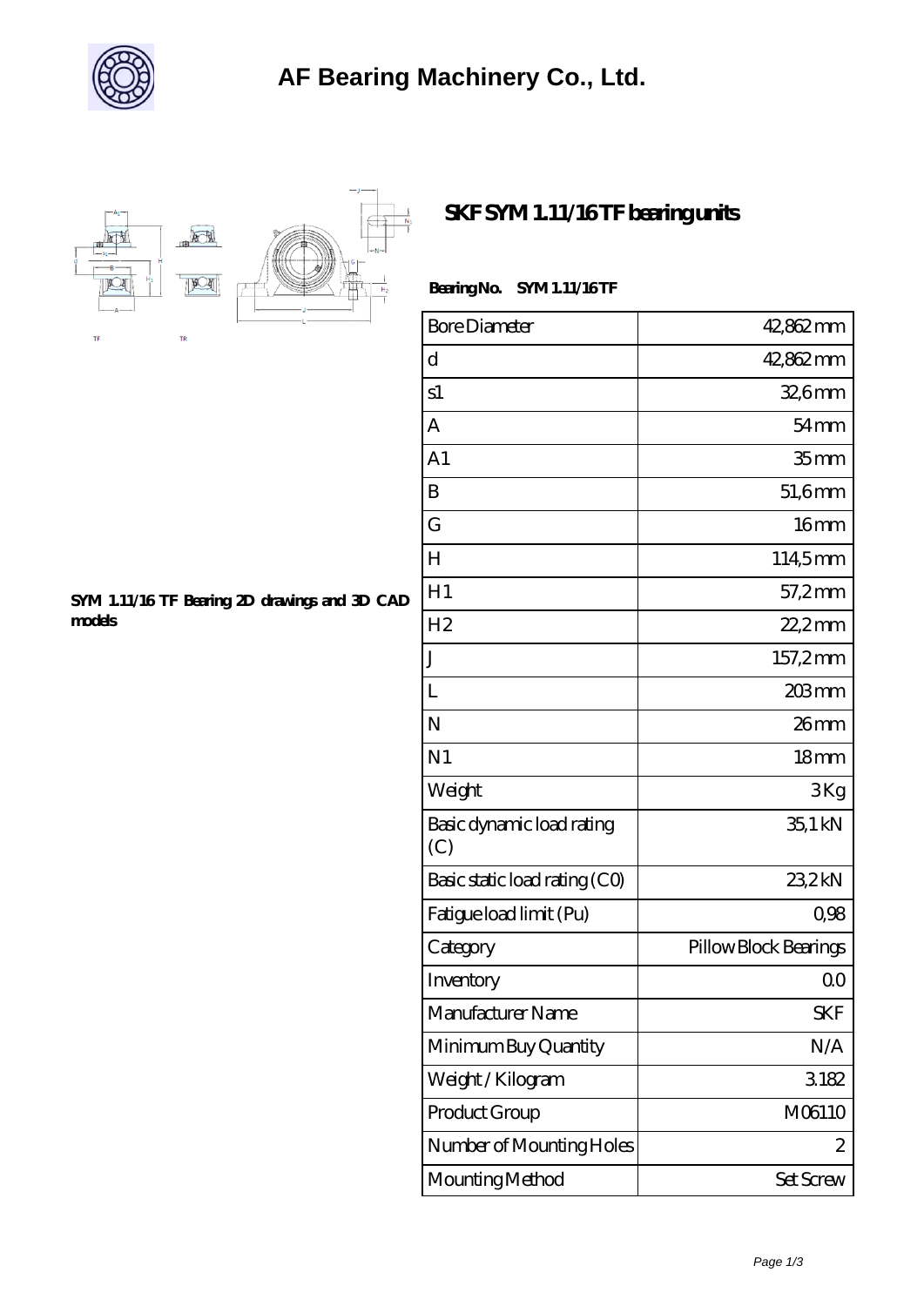# AF Bearing Machinery Co., Ltd.

## SKF SYM 1.11/16 TF bearing units

**SYM 1.11/16 TF Bearing 2D drawings and 3D CAD models**

**Bearing No. SYM 1.11/16 TF**

| Bore Diameter | 42,862 mm |
|---|---|
| d | 42,862 mm |
| s1 | 32,6 mm |
| A | 54 mm |
| A1 | 35 mm |
| B | 51,6 mm |
| G | 16 mm |
| H | 114,5 mm |
| H1 | 57,2 mm |
| H2 | 22,2 mm |
| J | 157,2 mm |
| L | 203 mm |
| N | 26 mm |
| N1 | 18 mm |
| Weight | 3 Kg |
| Basic dynamic load rating (C) | 35,1 kN |
| Basic static load rating (C0) | 23,2 kN |
| Fatigue load limit (Pu) | 0,98 |
| Category | Pillow Block Bearings |
| Inventory | 0.0 |
| Manufacturer Name | SKF |
| Minimum Buy Quantity | N/A |
| Weight / Kilogram | 3.182 |
| Product Group | M06110 |
| Number of Mounting Holes | 2 |
| Mounting Method | Set Screw |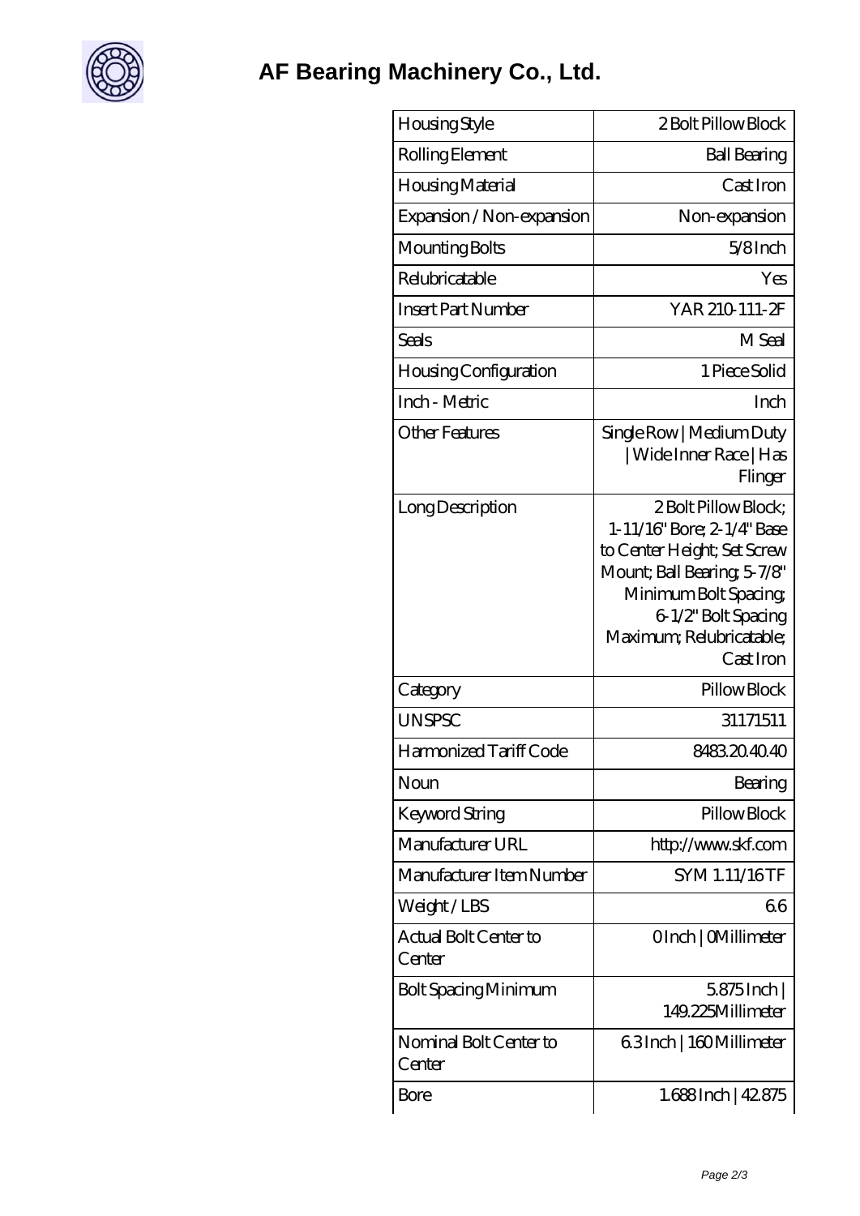# AF Bearing Machinery Co., Ltd.

| | |
|---|---|
| Housing Style | 2 Bolt Pillow Block |
| Rolling Element | Ball Bearing |
| Housing Material | Cast Iron |
| Expansion / Non-expansion | Non-expansion |
| Mounting Bolts | 5/8 Inch |
| Relubricatable | Yes |
| Insert Part Number | YAR 210-111-2F |
| Seals | M Seal |
| Housing Configuration | 1 Piece Solid |
| Inch - Metric | Inch |
| Other Features | Single Row \| Medium Duty \| Wide Inner Race \| Has Flinger |
| Long Description | 2 Bolt Pillow Block; 1-11/16" Bore; 2-1/4" Base to Center Height; Set Screw Mount; Ball Bearing; 5-7/8" Minimum Bolt Spacing; 6-1/2" Bolt Spacing Maximum; Relubricatable; Cast Iron |
| Category | Pillow Block |
| UNSPSC | 31171511 |
| Harmonized Tariff Code | 8483.20.40.40 |
| Noun | Bearing |
| Keyword String | Pillow Block |
| Manufacturer URL | http://www.skf.com |
| Manufacturer Item Number | SYM 1.11/16 TF |
| Weight / LBS | 6.6 |
| Actual Bolt Center to Center | 0 Inch \| 0 Millimeter |
| Bolt Spacing Minimum | 5.875 Inch \| 149.225 Millimeter |
| Nominal Bolt Center to Center | 6.3 Inch \| 160 Millimeter |
| Bore | 1.688 Inch \| 42.875 |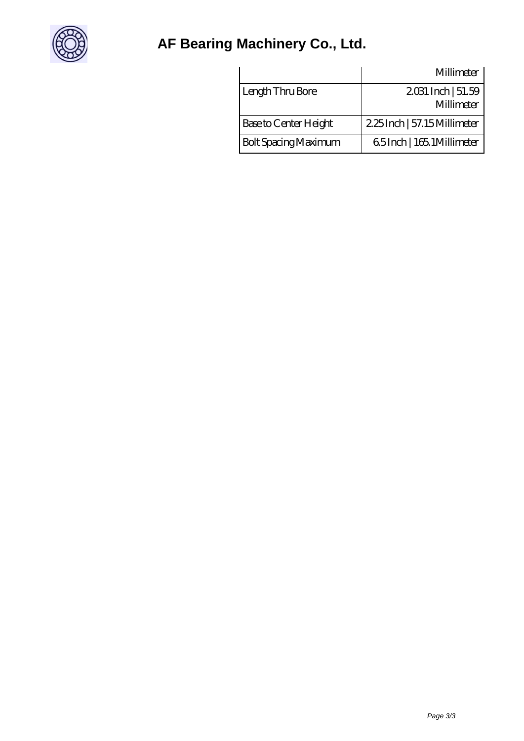| | |
|---|---|
| | Millimeter |
| Length Thru Bore | 2.031 Inch \| 51.59 Millimeter |
| Base to Center Height | 2.25 Inch \| 57.15 Millimeter |
| Bolt Spacing Maximum | 6.5 Inch \| 165.1 Millimeter |